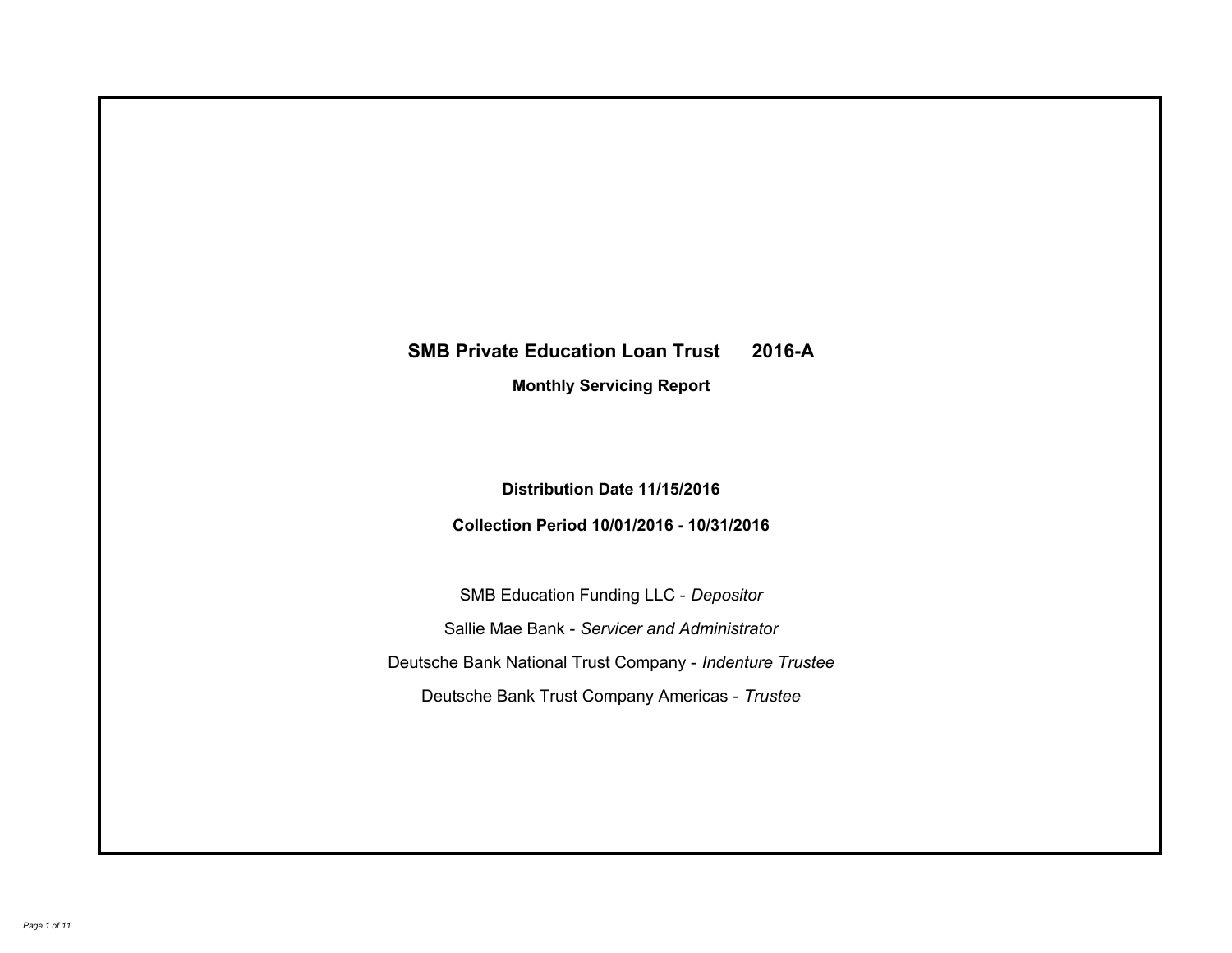# SMB Private Education Loan Trust 2016-A

## Monthly Servicing Report

**Distribution Date 11/15/2016**

**Collection Period 10/01/2016 - 10/31/2016**

SMB Education Funding LLC - *Depositor*

Sallie Mae Bank - *Servicer and Administrator*

Deutsche Bank National Trust Company - *Indenture Trustee*

Deutsche Bank Trust Company Americas - *Trustee*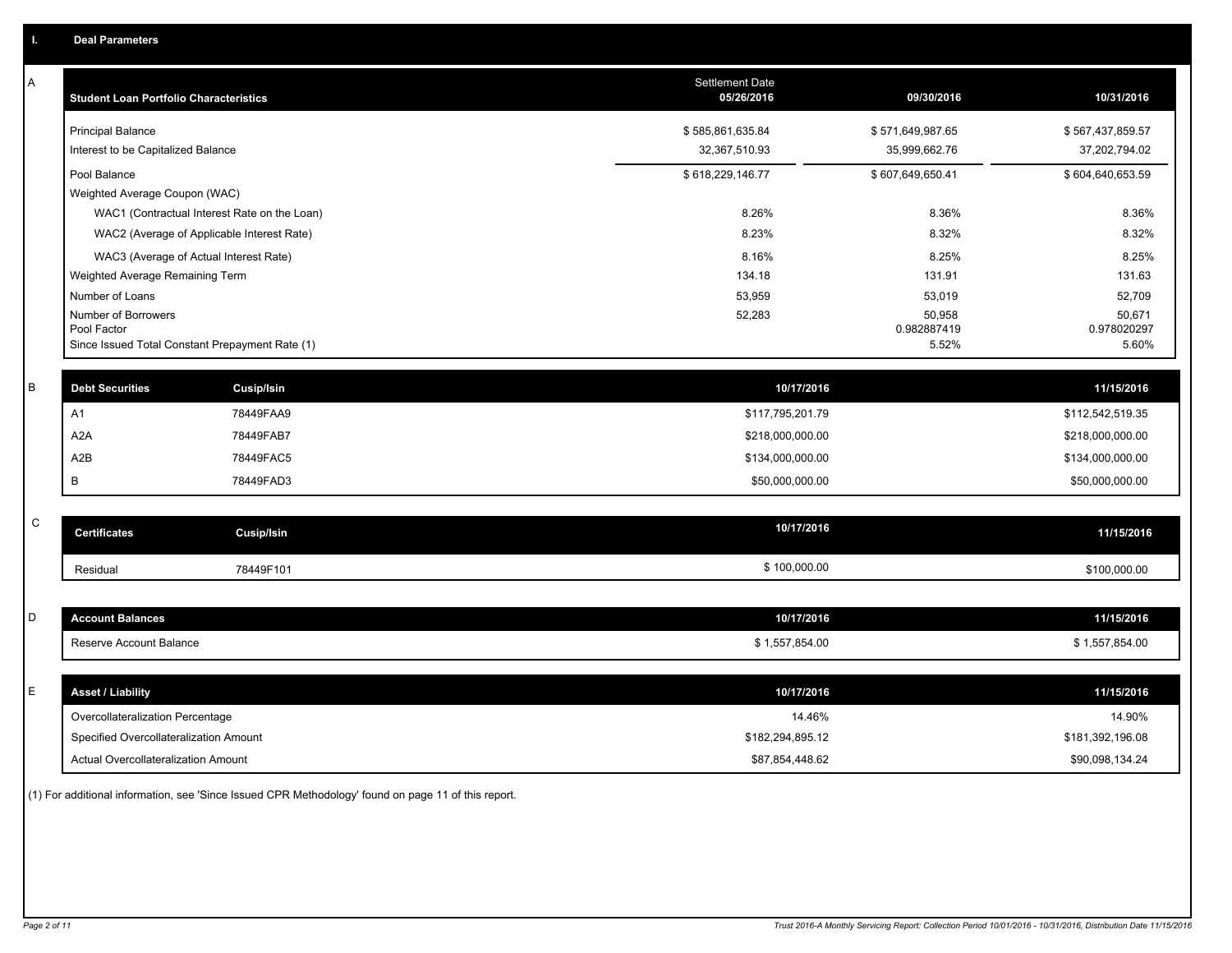## I. Deal Parameters

### A

| Student Loan Portfolio Characteristics | Settlement Date 05/26/2016 | 09/30/2016 | 10/31/2016 |
|---|---|---|---|
| Principal Balance | $ 585,861,635.84 | $ 571,649,987.65 | $ 567,437,859.57 |
| Interest to be Capitalized Balance | 32,367,510.93 | 35,999,662.76 | 37,202,794.02 |
| Pool Balance | $ 618,229,146.77 | $ 607,649,650.41 | $ 604,640,653.59 |
| Weighted Average Coupon (WAC) | | | |
| WAC1 (Contractual Interest Rate on the Loan) | 8.26% | 8.36% | 8.36% |
| WAC2 (Average of Applicable Interest Rate) | 8.23% | 8.32% | 8.32% |
| WAC3 (Average of Actual Interest Rate) | 8.16% | 8.25% | 8.25% |
| Weighted Average Remaining Term | 134.18 | 131.91 | 131.63 |
| Number of Loans | 53,959 | 53,019 | 52,709 |
| Number of Borrowers | 52,283 | 50,958 | 50,671 |
| Pool Factor | | 0.982887419 | 0.978020297 |
| Since Issued Total Constant Prepayment Rate (1) | | 5.52% | 5.60% |

### B

| Debt Securities | Cusip/Isin | 10/17/2016 | 11/15/2016 |
|---|---|---|---|
| A1 | 78449FAA9 | $117,795,201.79 | $112,542,519.35 |
| A2A | 78449FAB7 | $218,000,000.00 | $218,000,000.00 |
| A2B | 78449FAC5 | $134,000,000.00 | $134,000,000.00 |
| B | 78449FAD3 | $50,000,000.00 | $50,000,000.00 |

### C

| Certificates | Cusip/Isin | 10/17/2016 | 11/15/2016 |
|---|---|---|---|
| Residual | 78449F101 | $ 100,000.00 | $100,000.00 |

### D

| Account Balances | 10/17/2016 | 11/15/2016 |
|---|---|---|
| Reserve Account Balance | $ 1,557,854.00 | $ 1,557,854.00 |

### E

| Asset / Liability | 10/17/2016 | 11/15/2016 |
|---|---|---|
| Overcollateralization Percentage | 14.46% | 14.90% |
| Specified Overcollateralization Amount | $182,294,895.12 | $181,392,196.08 |
| Actual Overcollateralization Amount | $87,854,448.62 | $90,098,134.24 |

(1) For additional information, see 'Since Issued CPR Methodology' found on page 11 of this report.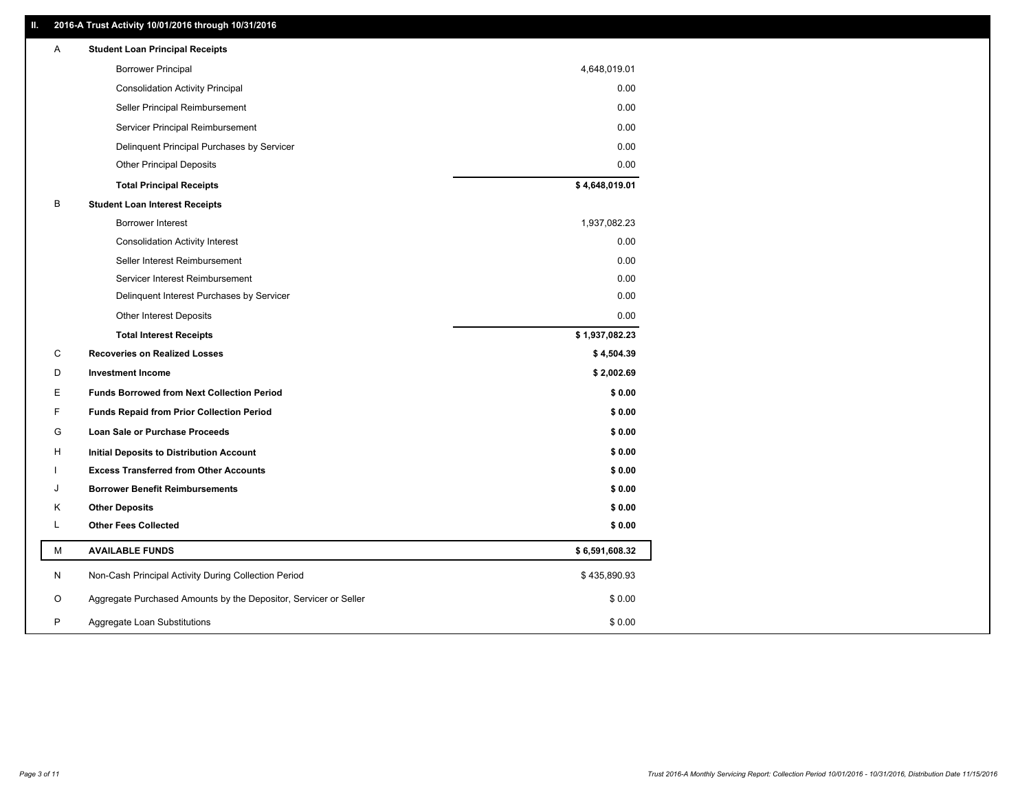## II. 2016-A Trust Activity 10/01/2016 through 10/31/2016

| | | |
|---|---|---|
| A | **Student Loan Principal Receipts** | |
| | Borrower Principal | 4,648,019.01 |
| | Consolidation Activity Principal | 0.00 |
| | Seller Principal Reimbursement | 0.00 |
| | Servicer Principal Reimbursement | 0.00 |
| | Delinquent Principal Purchases by Servicer | 0.00 |
| | Other Principal Deposits | 0.00 |
| | **Total Principal Receipts** | **$ 4,648,019.01** |
| B | **Student Loan Interest Receipts** | |
| | Borrower Interest | 1,937,082.23 |
| | Consolidation Activity Interest | 0.00 |
| | Seller Interest Reimbursement | 0.00 |
| | Servicer Interest Reimbursement | 0.00 |
| | Delinquent Interest Purchases by Servicer | 0.00 |
| | Other Interest Deposits | 0.00 |
| | **Total Interest Receipts** | **$ 1,937,082.23** |
| C | **Recoveries on Realized Losses** | **$ 4,504.39** |
| D | **Investment Income** | **$ 2,002.69** |
| E | **Funds Borrowed from Next Collection Period** | **$ 0.00** |
| F | **Funds Repaid from Prior Collection Period** | **$ 0.00** |
| G | **Loan Sale or Purchase Proceeds** | **$ 0.00** |
| H | **Initial Deposits to Distribution Account** | **$ 0.00** |
| I | **Excess Transferred from Other Accounts** | **$ 0.00** |
| J | **Borrower Benefit Reimbursements** | **$ 0.00** |
| K | **Other Deposits** | **$ 0.00** |
| L | **Other Fees Collected** | **$ 0.00** |
| M | **AVAILABLE FUNDS** | **$ 6,591,608.32** |
| N | Non-Cash Principal Activity During Collection Period | $ 435,890.93 |
| O | Aggregate Purchased Amounts by the Depositor, Servicer or Seller | $ 0.00 |
| P | Aggregate Loan Substitutions | $ 0.00 |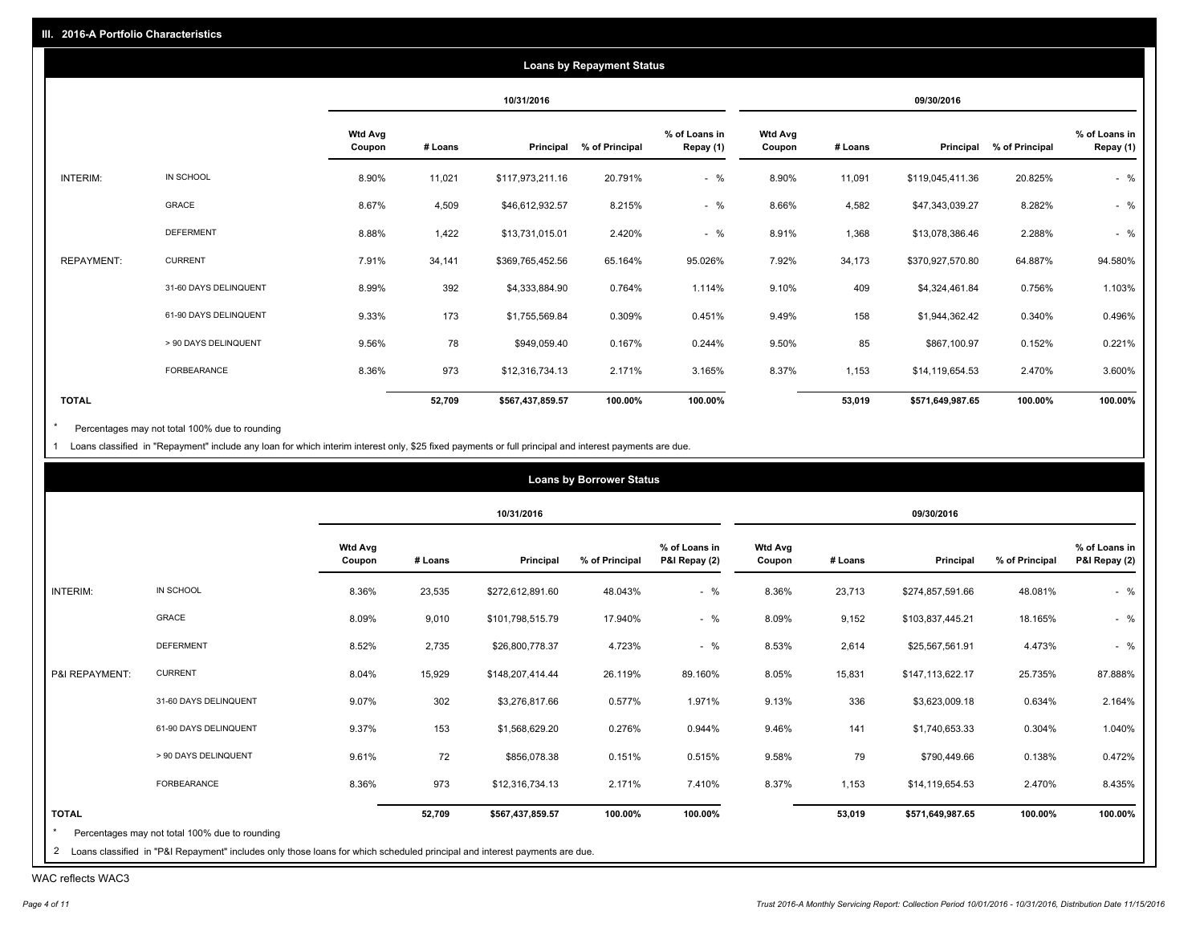## III. 2016-A Portfolio Characteristics

### Loans by Repayment Status

| | | 10/31/2016 | | | | | 09/30/2016 | | | | |
|---|---|---|---|---|---|---|---|---|---|---|---|
| | | Wtd Avg Coupon | # Loans | Principal | % of Principal | % of Loans in Repay (1) | Wtd Avg Coupon | # Loans | Principal | % of Principal | % of Loans in Repay (1) |
| INTERIM: | IN SCHOOL | 8.90% | 11,021 | $117,973,211.16 | 20.791% | - % | 8.90% | 11,091 | $119,045,411.36 | 20.825% | - % |
| | GRACE | 8.67% | 4,509 | $46,612,932.57 | 8.215% | - % | 8.66% | 4,582 | $47,343,039.27 | 8.282% | - % |
| | DEFERMENT | 8.88% | 1,422 | $13,731,015.01 | 2.420% | - % | 8.91% | 1,368 | $13,078,386.46 | 2.288% | - % |
| REPAYMENT: | CURRENT | 7.91% | 34,141 | $369,765,452.56 | 65.164% | 95.026% | 7.92% | 34,173 | $370,927,570.80 | 64.887% | 94.580% |
| | 31-60 DAYS DELINQUENT | 8.99% | 392 | $4,333,884.90 | 0.764% | 1.114% | 9.10% | 409 | $4,324,461.84 | 0.756% | 1.103% |
| | 61-90 DAYS DELINQUENT | 9.33% | 173 | $1,755,569.84 | 0.309% | 0.451% | 9.49% | 158 | $1,944,362.42 | 0.340% | 0.496% |
| | > 90 DAYS DELINQUENT | 9.56% | 78 | $949,059.40 | 0.167% | 0.244% | 9.50% | 85 | $867,100.97 | 0.152% | 0.221% |
| | FORBEARANCE | 8.36% | 973 | $12,316,734.13 | 2.171% | 3.165% | 8.37% | 1,153 | $14,119,654.53 | 2.470% | 3.600% |
| **TOTAL** | | | **52,709** | **$567,437,859.57** | **100.00%** | **100.00%** | | **53,019** | **$571,649,987.65** | **100.00%** | **100.00%** |

* Percentages may not total 100% due to rounding

1 Loans classified in "Repayment" include any loan for which interim interest only, $25 fixed payments or full principal and interest payments are due.

### Loans by Borrower Status

| | | 10/31/2016 | | | | | 09/30/2016 | | | | |
|---|---|---|---|---|---|---|---|---|---|---|---|
| | | Wtd Avg Coupon | # Loans | Principal | % of Principal | % of Loans in P&I Repay (2) | Wtd Avg Coupon | # Loans | Principal | % of Principal | % of Loans in P&I Repay (2) |
| INTERIM: | IN SCHOOL | 8.36% | 23,535 | $272,612,891.60 | 48.043% | - % | 8.36% | 23,713 | $274,857,591.66 | 48.081% | - % |
| | GRACE | 8.09% | 9,010 | $101,798,515.79 | 17.940% | - % | 8.09% | 9,152 | $103,837,445.21 | 18.165% | - % |
| | DEFERMENT | 8.52% | 2,735 | $26,800,778.37 | 4.723% | - % | 8.53% | 2,614 | $25,567,561.91 | 4.473% | - % |
| P&I REPAYMENT: | CURRENT | 8.04% | 15,929 | $148,207,414.44 | 26.119% | 89.160% | 8.05% | 15,831 | $147,113,622.17 | 25.735% | 87.888% |
| | 31-60 DAYS DELINQUENT | 9.07% | 302 | $3,276,817.66 | 0.577% | 1.971% | 9.13% | 336 | $3,623,009.18 | 0.634% | 2.164% |
| | 61-90 DAYS DELINQUENT | 9.37% | 153 | $1,568,629.20 | 0.276% | 0.944% | 9.46% | 141 | $1,740,653.33 | 0.304% | 1.040% |
| | > 90 DAYS DELINQUENT | 9.61% | 72 | $856,078.38 | 0.151% | 0.515% | 9.58% | 79 | $790,449.66 | 0.138% | 0.472% |
| | FORBEARANCE | 8.36% | 973 | $12,316,734.13 | 2.171% | 7.410% | 8.37% | 1,153 | $14,119,654.53 | 2.470% | 8.435% |
| **TOTAL** | | | **52,709** | **$567,437,859.57** | **100.00%** | **100.00%** | | **53,019** | **$571,649,987.65** | **100.00%** | **100.00%** |

* Percentages may not total 100% due to rounding

2 Loans classified in "P&I Repayment" includes only those loans for which scheduled principal and interest payments are due.

WAC reflects WAC3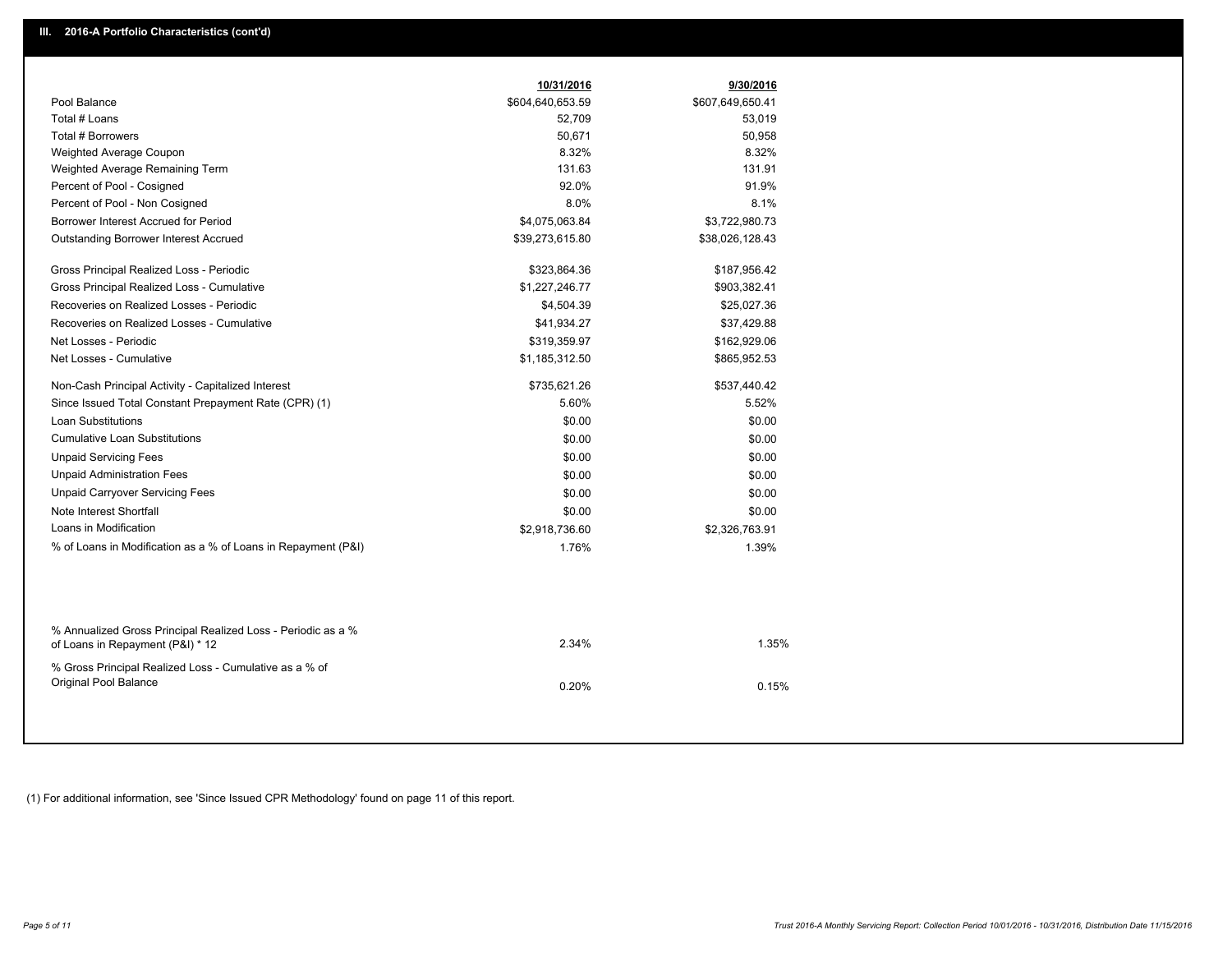## III. 2016-A Portfolio Characteristics (cont'd)

| | 10/31/2016 | 9/30/2016 |
|---|---|---|
| Pool Balance | $604,640,653.59 | $607,649,650.41 |
| Total # Loans | 52,709 | 53,019 |
| Total # Borrowers | 50,671 | 50,958 |
| Weighted Average Coupon | 8.32% | 8.32% |
| Weighted Average Remaining Term | 131.63 | 131.91 |
| Percent of Pool - Cosigned | 92.0% | 91.9% |
| Percent of Pool - Non Cosigned | 8.0% | 8.1% |
| Borrower Interest Accrued for Period | $4,075,063.84 | $3,722,980.73 |
| Outstanding Borrower Interest Accrued | $39,273,615.80 | $38,026,128.43 |
| Gross Principal Realized Loss - Periodic | $323,864.36 | $187,956.42 |
| Gross Principal Realized Loss - Cumulative | $1,227,246.77 | $903,382.41 |
| Recoveries on Realized Losses - Periodic | $4,504.39 | $25,027.36 |
| Recoveries on Realized Losses - Cumulative | $41,934.27 | $37,429.88 |
| Net Losses - Periodic | $319,359.97 | $162,929.06 |
| Net Losses - Cumulative | $1,185,312.50 | $865,952.53 |
| Non-Cash Principal Activity - Capitalized Interest | $735,621.26 | $537,440.42 |
| Since Issued Total Constant Prepayment Rate (CPR) (1) | 5.60% | 5.52% |
| Loan Substitutions | $0.00 | $0.00 |
| Cumulative Loan Substitutions | $0.00 | $0.00 |
| Unpaid Servicing Fees | $0.00 | $0.00 |
| Unpaid Administration Fees | $0.00 | $0.00 |
| Unpaid Carryover Servicing Fees | $0.00 | $0.00 |
| Note Interest Shortfall | $0.00 | $0.00 |
| Loans in Modification | $2,918,736.60 | $2,326,763.91 |
| % of Loans in Modification as a % of Loans in Repayment (P&I) | 1.76% | 1.39% |
| % Annualized Gross Principal Realized Loss - Periodic as a % of Loans in Repayment (P&I) * 12 | 2.34% | 1.35% |
| % Gross Principal Realized Loss - Cumulative as a % of Original Pool Balance | 0.20% | 0.15% |

(1) For additional information, see 'Since Issued CPR Methodology' found on page 11 of this report.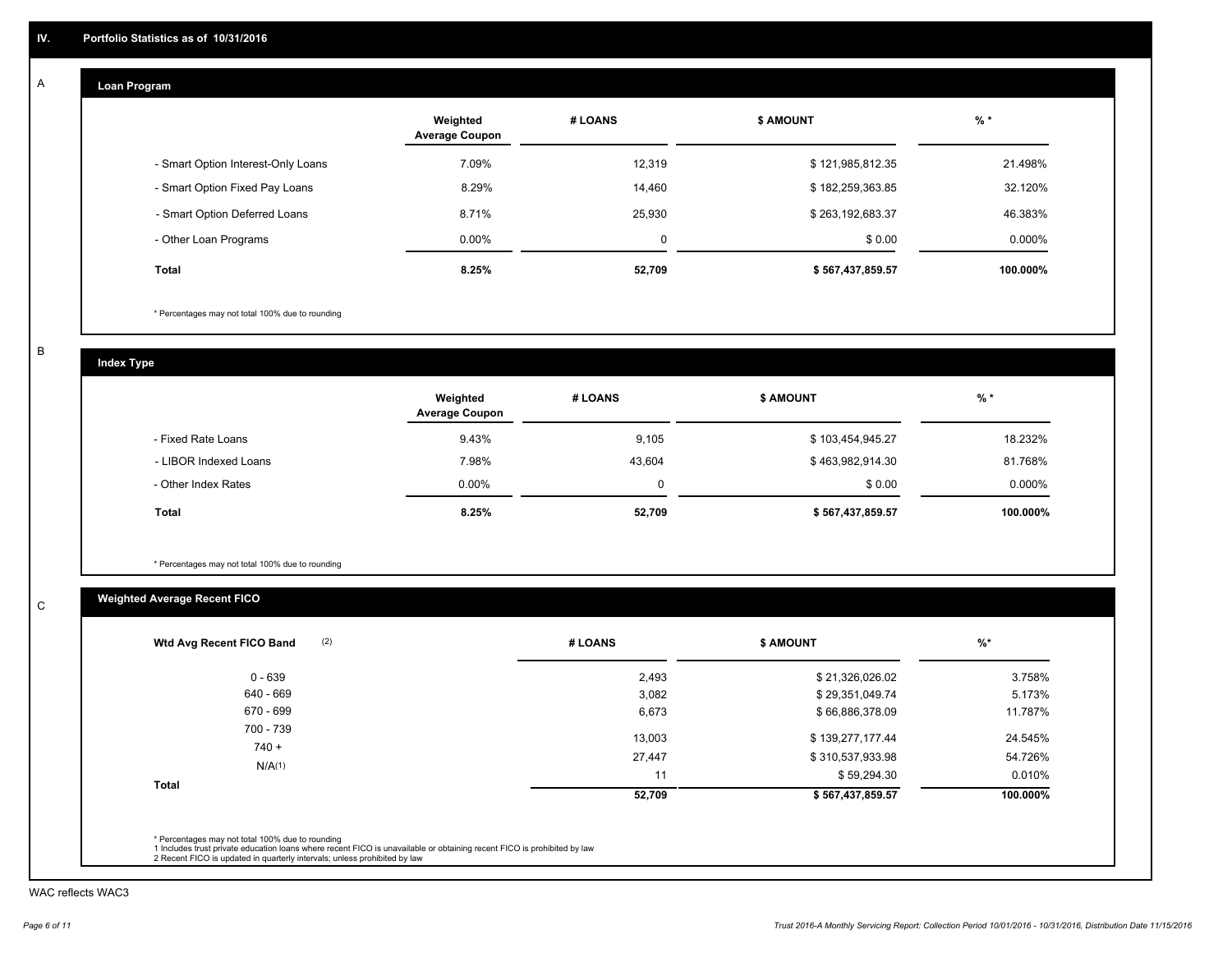## IV. Portfolio Statistics as of 10/31/2016

### A Loan Program

| | Weighted Average Coupon | # LOANS | $ AMOUNT | % * |
|---|---|---|---|---|
| - Smart Option Interest-Only Loans | 7.09% | 12,319 | $ 121,985,812.35 | 21.498% |
| - Smart Option Fixed Pay Loans | 8.29% | 14,460 | $ 182,259,363.85 | 32.120% |
| - Smart Option Deferred Loans | 8.71% | 25,930 | $ 263,192,683.37 | 46.383% |
| - Other Loan Programs | 0.00% | 0 | $ 0.00 | 0.000% |
| **Total** | **8.25%** | **52,709** | **$ 567,437,859.57** | **100.000%** |

* Percentages may not total 100% due to rounding

### B Index Type

| | Weighted Average Coupon | # LOANS | $ AMOUNT | % * |
|---|---|---|---|---|
| - Fixed Rate Loans | 9.43% | 9,105 | $ 103,454,945.27 | 18.232% |
| - LIBOR Indexed Loans | 7.98% | 43,604 | $ 463,982,914.30 | 81.768% |
| - Other Index Rates | 0.00% | 0 | $ 0.00 | 0.000% |
| **Total** | **8.25%** | **52,709** | **$ 567,437,859.57** | **100.000%** |

* Percentages may not total 100% due to rounding

### C Weighted Average Recent FICO

| Wtd Avg Recent FICO Band (2) | # LOANS | $ AMOUNT | %* |
|---|---|---|---|
| 0 - 639 | 2,493 | $ 21,326,026.02 | 3.758% |
| 640 - 669 | 3,082 | $ 29,351,049.74 | 5.173% |
| 670 - 699 | 6,673 | $ 66,886,378.09 | 11.787% |
| 700 - 739 | 13,003 | $ 139,277,177.44 | 24.545% |
| 740 + | 27,447 | $ 310,537,933.98 | 54.726% |
| N/A(1) | 11 | $ 59,294.30 | 0.010% |
| **Total** | **52,709** | **$ 567,437,859.57** | **100.000%** |

* Percentages may not total 100% due to rounding
1 Includes trust private education loans where recent FICO is unavailable or obtaining recent FICO is prohibited by law
2 Recent FICO is updated in quarterly intervals; unless prohibited by law

WAC reflects WAC3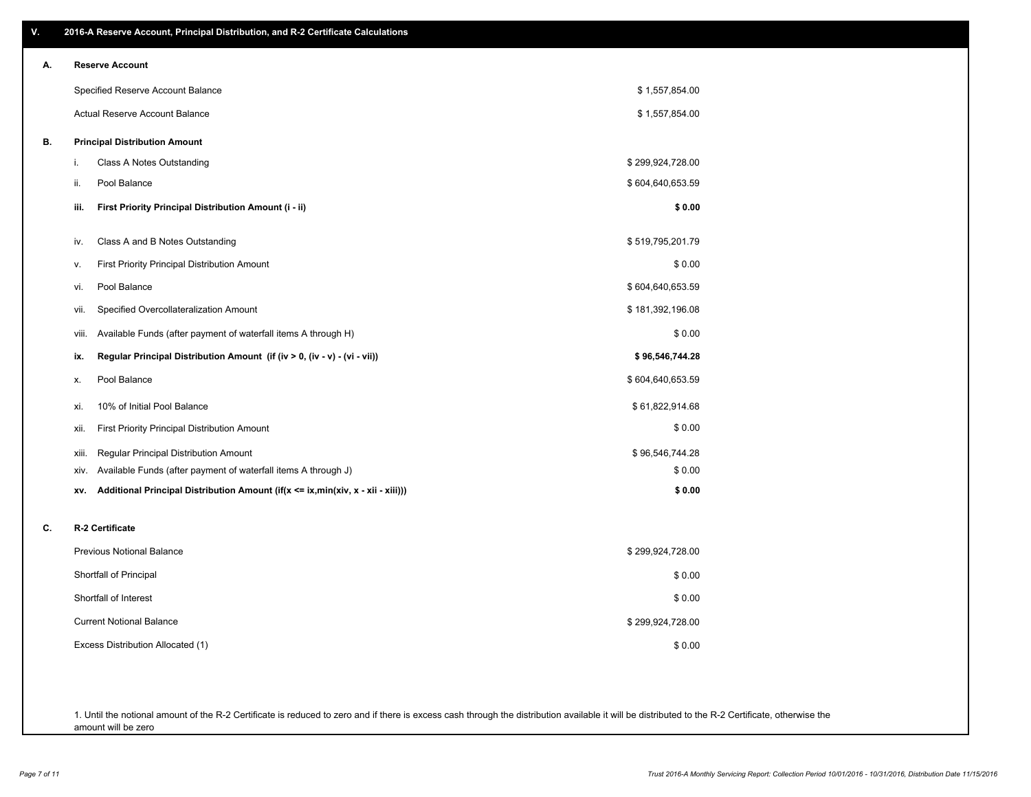## V. 2016-A Reserve Account, Principal Distribution, and R-2 Certificate Calculations

### A. Reserve Account

| | |
|---|---|
| Specified Reserve Account Balance | $ 1,557,854.00 |
| Actual Reserve Account Balance | $ 1,557,854.00 |

### B. Principal Distribution Amount

| | | |
|---|---|---|
| i. | Class A Notes Outstanding | $ 299,924,728.00 |
| ii. | Pool Balance | $ 604,640,653.59 |
| **iii.** | **First Priority Principal Distribution Amount (i - ii)** | **$ 0.00** |
| iv. | Class A and B Notes Outstanding | $ 519,795,201.79 |
| v. | First Priority Principal Distribution Amount | $ 0.00 |
| vi. | Pool Balance | $ 604,640,653.59 |
| vii. | Specified Overcollateralization Amount | $ 181,392,196.08 |
| viii. | Available Funds (after payment of waterfall items A through H) | $ 0.00 |
| **ix.** | **Regular Principal Distribution Amount (if (iv > 0, (iv - v) - (vi - vii))** | **$ 96,546,744.28** |
| x. | Pool Balance | $ 604,640,653.59 |
| xi. | 10% of Initial Pool Balance | $ 61,822,914.68 |
| xii. | First Priority Principal Distribution Amount | $ 0.00 |
| xiii. | Regular Principal Distribution Amount | $ 96,546,744.28 |
| xiv. | Available Funds (after payment of waterfall items A through J) | $ 0.00 |
| **xv.** | **Additional Principal Distribution Amount (if(x <= ix,min(xiv, x - xii - xiii)))** | **$ 0.00** |

### C. R-2 Certificate

| | |
|---|---|
| Previous Notional Balance | $ 299,924,728.00 |
| Shortfall of Principal | $ 0.00 |
| Shortfall of Interest | $ 0.00 |
| Current Notional Balance | $ 299,924,728.00 |
| Excess Distribution Allocated (1) | $ 0.00 |

1. Until the notional amount of the R-2 Certificate is reduced to zero and if there is excess cash through the distribution available it will be distributed to the R-2 Certificate, otherwise the amount will be zero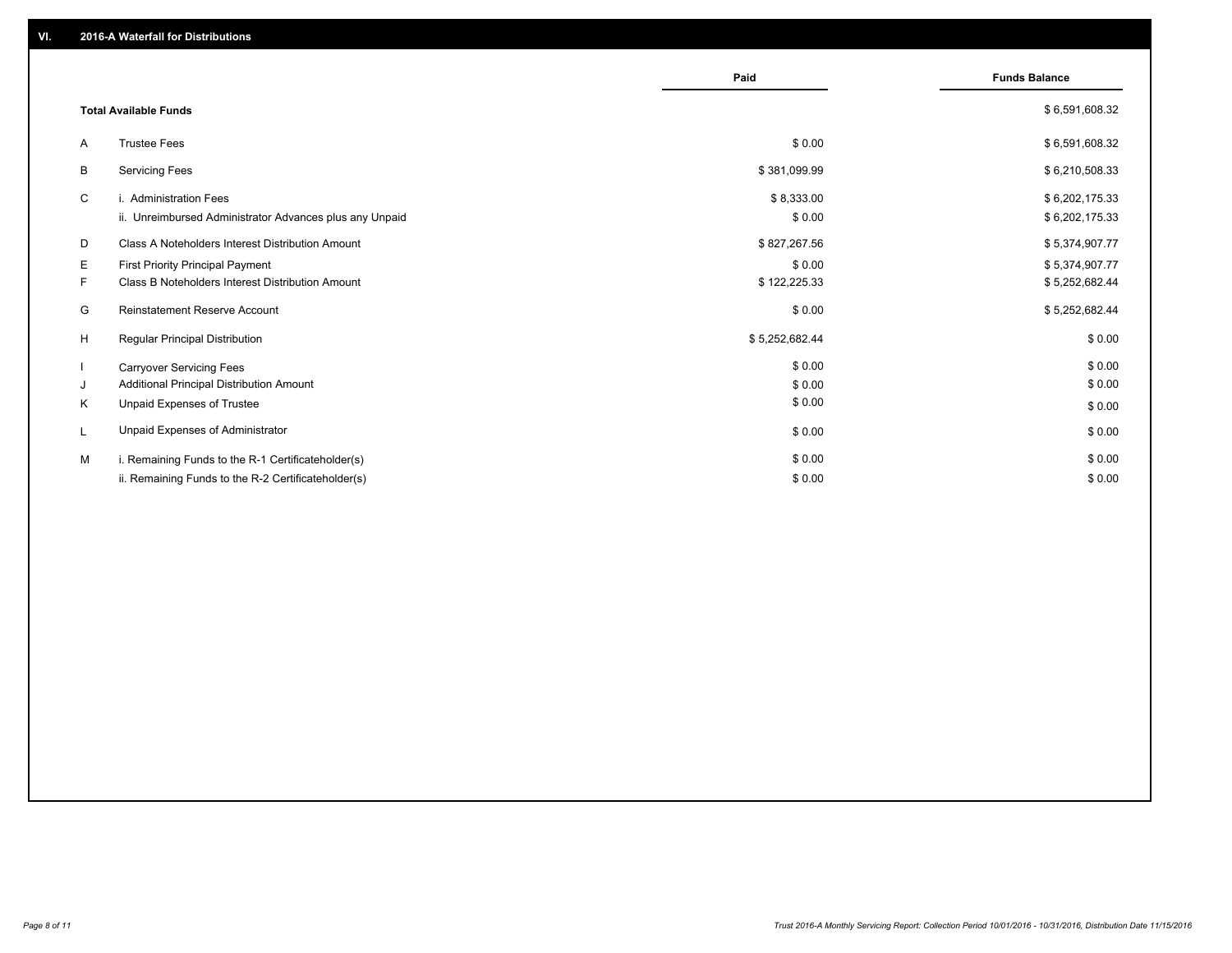## VI. 2016-A Waterfall for Distributions

| | | Paid | Funds Balance |
|---|---|---|---|
| | **Total Available Funds** | | $ 6,591,608.32 |
| A | Trustee Fees | $ 0.00 | $ 6,591,608.32 |
| B | Servicing Fees | $ 381,099.99 | $ 6,210,508.33 |
| C | i. Administration Fees | $ 8,333.00 | $ 6,202,175.33 |
| | ii. Unreimbursed Administrator Advances plus any Unpaid | $ 0.00 | $ 6,202,175.33 |
| D | Class A Noteholders Interest Distribution Amount | $ 827,267.56 | $ 5,374,907.77 |
| E | First Priority Principal Payment | $ 0.00 | $ 5,374,907.77 |
| F | Class B Noteholders Interest Distribution Amount | $ 122,225.33 | $ 5,252,682.44 |
| G | Reinstatement Reserve Account | $ 0.00 | $ 5,252,682.44 |
| H | Regular Principal Distribution | $ 5,252,682.44 | $ 0.00 |
| I | Carryover Servicing Fees | $ 0.00 | $ 0.00 |
| J | Additional Principal Distribution Amount | $ 0.00 | $ 0.00 |
| K | Unpaid Expenses of Trustee | $ 0.00 | $ 0.00 |
| L | Unpaid Expenses of Administrator | $ 0.00 | $ 0.00 |
| M | i. Remaining Funds to the R-1 Certificateholder(s) | $ 0.00 | $ 0.00 |
| | ii. Remaining Funds to the R-2 Certificateholder(s) | $ 0.00 | $ 0.00 |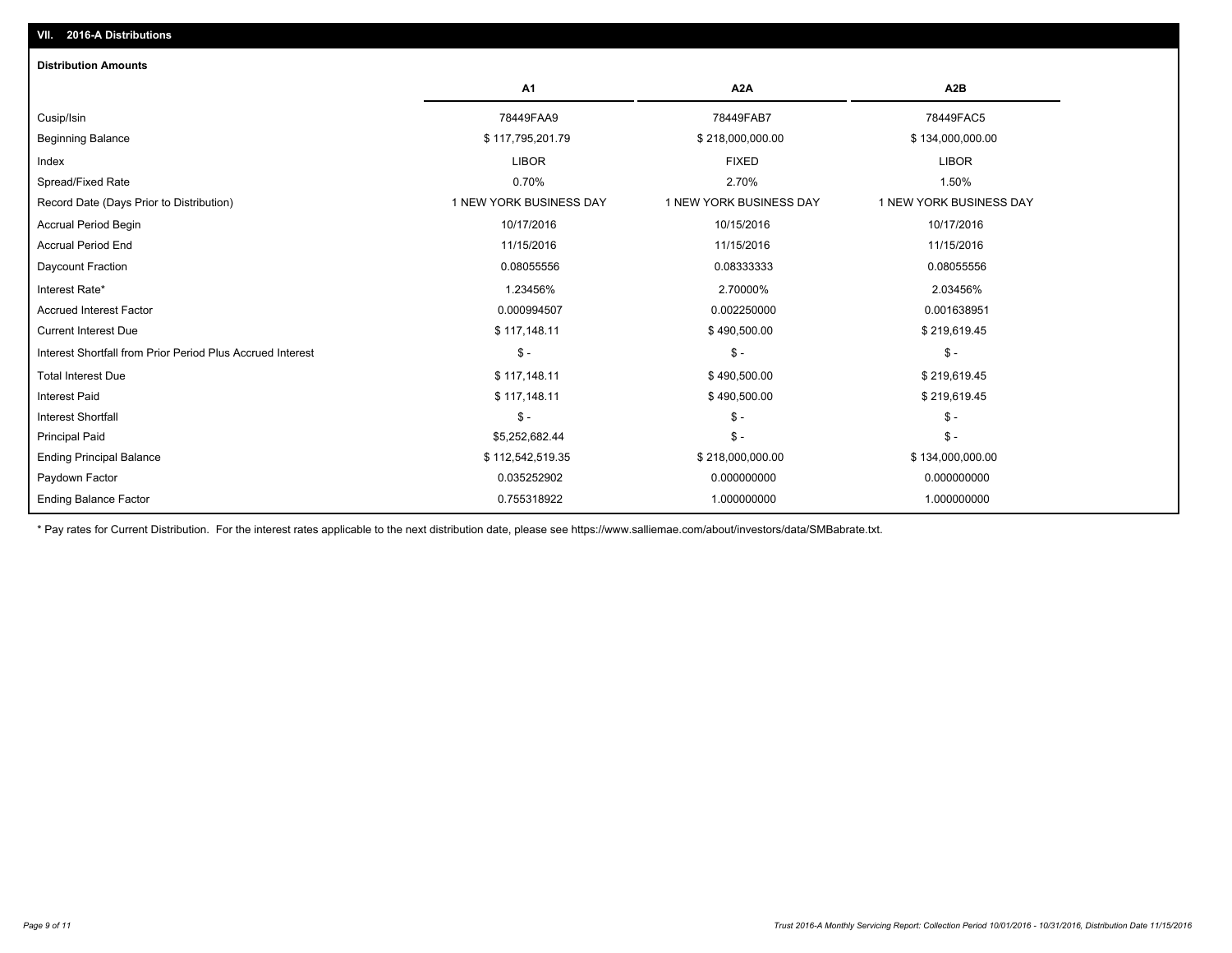## VII. 2016-A Distributions

### Distribution Amounts

| | A1 | A2A | A2B |
|---|---|---|---|
| Cusip/Isin | 78449FAA9 | 78449FAB7 | 78449FAC5 |
| Beginning Balance | $ 117,795,201.79 | $ 218,000,000.00 | $ 134,000,000.00 |
| Index | LIBOR | FIXED | LIBOR |
| Spread/Fixed Rate | 0.70% | 2.70% | 1.50% |
| Record Date (Days Prior to Distribution) | 1 NEW YORK BUSINESS DAY | 1 NEW YORK BUSINESS DAY | 1 NEW YORK BUSINESS DAY |
| Accrual Period Begin | 10/17/2016 | 10/15/2016 | 10/17/2016 |
| Accrual Period End | 11/15/2016 | 11/15/2016 | 11/15/2016 |
| Daycount Fraction | 0.08055556 | 0.08333333 | 0.08055556 |
| Interest Rate* | 1.23456% | 2.70000% | 2.03456% |
| Accrued Interest Factor | 0.000994507 | 0.002250000 | 0.001638951 |
| Current Interest Due | $ 117,148.11 | $ 490,500.00 | $ 219,619.45 |
| Interest Shortfall from Prior Period Plus Accrued Interest | $ - | $ - | $ - |
| Total Interest Due | $ 117,148.11 | $ 490,500.00 | $ 219,619.45 |
| Interest Paid | $ 117,148.11 | $ 490,500.00 | $ 219,619.45 |
| Interest Shortfall | $ - | $ - | $ - |
| Principal Paid | $5,252,682.44 | $ - | $ - |
| Ending Principal Balance | $ 112,542,519.35 | $ 218,000,000.00 | $ 134,000,000.00 |
| Paydown Factor | 0.035252902 | 0.000000000 | 0.000000000 |
| Ending Balance Factor | 0.755318922 | 1.000000000 | 1.000000000 |

* Pay rates for Current Distribution. For the interest rates applicable to the next distribution date, please see https://www.salliemae.com/about/investors/data/SMBabrate.txt.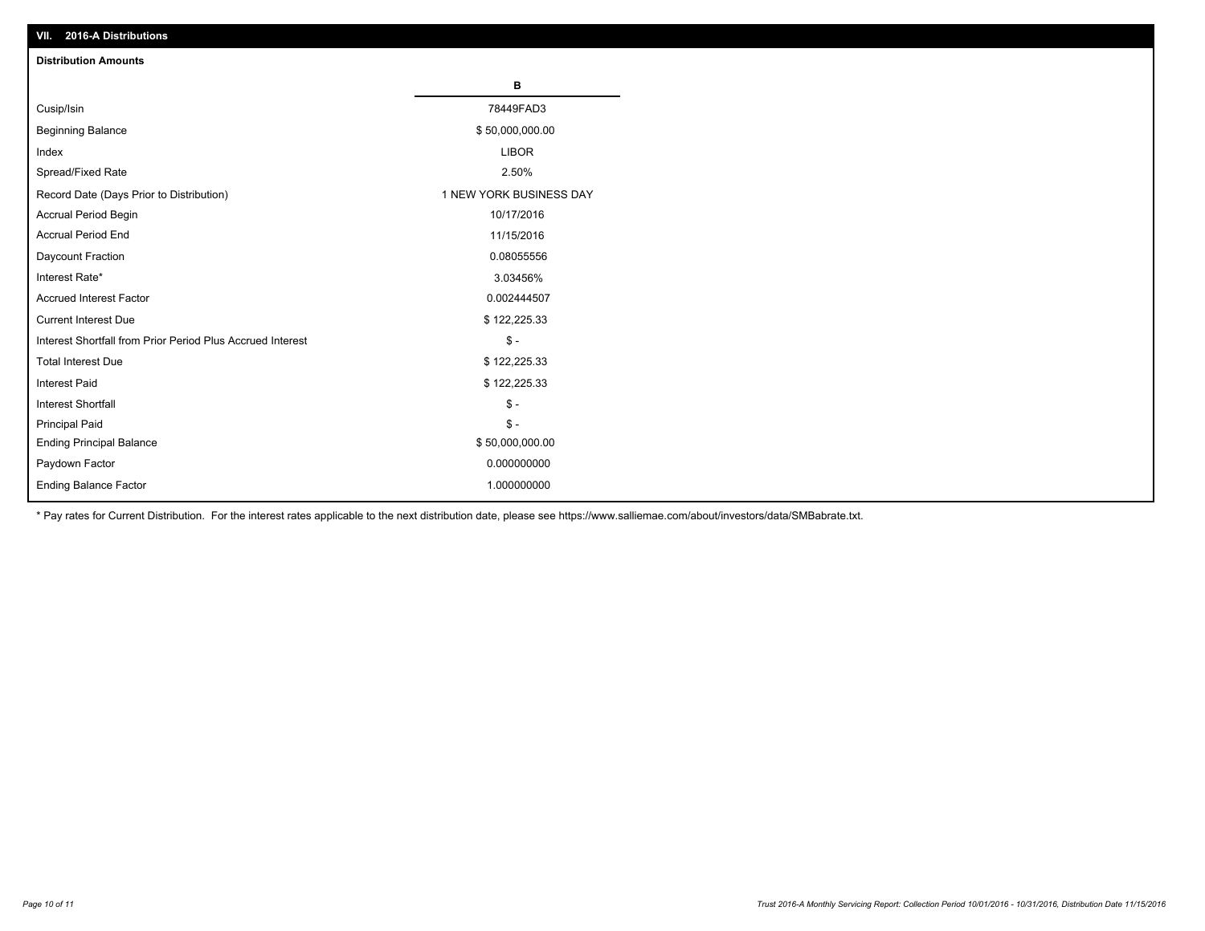## VII. 2016-A Distributions

### Distribution Amounts

| | B |
|---|---|
| Cusip/Isin | 78449FAD3 |
| Beginning Balance | $ 50,000,000.00 |
| Index | LIBOR |
| Spread/Fixed Rate | 2.50% |
| Record Date (Days Prior to Distribution) | 1 NEW YORK BUSINESS DAY |
| Accrual Period Begin | 10/17/2016 |
| Accrual Period End | 11/15/2016 |
| Daycount Fraction | 0.08055556 |
| Interest Rate* | 3.03456% |
| Accrued Interest Factor | 0.002444507 |
| Current Interest Due | $ 122,225.33 |
| Interest Shortfall from Prior Period Plus Accrued Interest | $ - |
| Total Interest Due | $ 122,225.33 |
| Interest Paid | $ 122,225.33 |
| Interest Shortfall | $ - |
| Principal Paid | $ - |
| Ending Principal Balance | $ 50,000,000.00 |
| Paydown Factor | 0.000000000 |
| Ending Balance Factor | 1.000000000 |

* Pay rates for Current Distribution. For the interest rates applicable to the next distribution date, please see https://www.salliemae.com/about/investors/data/SMBabrate.txt.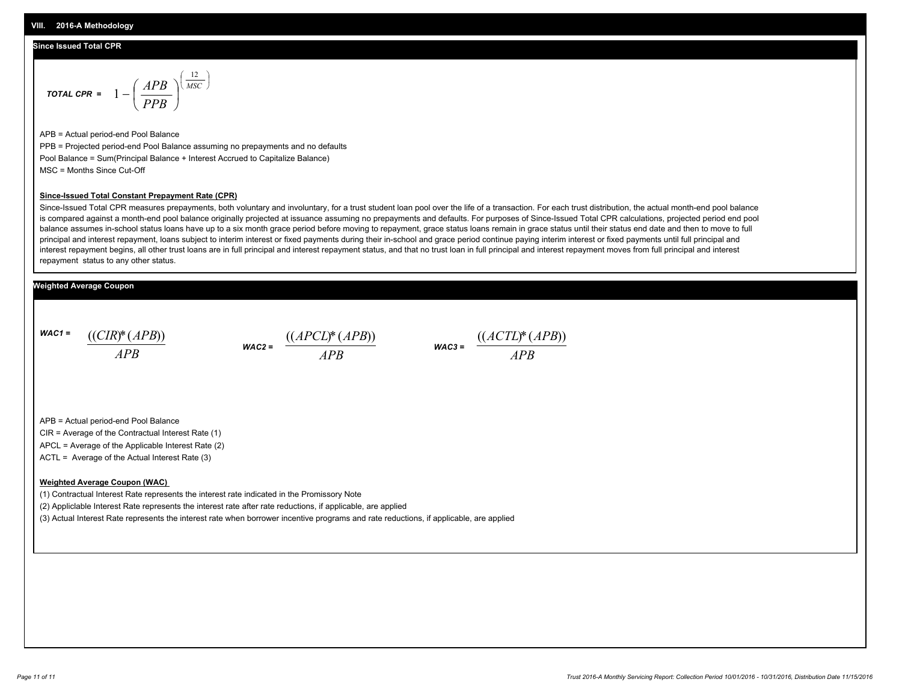## VIII. 2016-A Methodology

### Since Issued Total CPR

$$\textbf{\textit{TOTAL CPR}} = 1 - \left(\frac{APB}{PPB}\right)^{\left(\frac{12}{MSC}\right)}$$

APB = Actual period-end Pool Balance

PPB = Projected period-end Pool Balance assuming no prepayments and no defaults

Pool Balance = Sum(Principal Balance + Interest Accrued to Capitalize Balance)

MSC = Months Since Cut-Off

**Since-Issued Total Constant Prepayment Rate (CPR)**

Since-Issued Total CPR measures prepayments, both voluntary and involuntary, for a trust student loan pool over the life of a transaction. For each trust distribution, the actual month-end pool balance is compared against a month-end pool balance originally projected at issuance assuming no prepayments and defaults. For purposes of Since-Issued Total CPR calculations, projected period end pool balance assumes in-school status loans have up to a six month grace period before moving to repayment, grace status loans remain in grace status until their status end date and then to move to full principal and interest repayment, loans subject to interim interest or fixed payments during their in-school and grace period continue paying interim interest or fixed payments until full principal and interest repayment begins, all other trust loans are in full principal and interest repayment status, and that no trust loan in full principal and interest repayment moves from full principal and interest repayment status to any other status.

### Weighted Average Coupon

$$\textbf{\textit{WAC1}} = \frac{((CIR)*(APB))}{APB} \qquad \textbf{\textit{WAC2}} = \frac{((APCL)*(APB))}{APB} \qquad \textbf{\textit{WAC3}} = \frac{((ACTL)*(APB))}{APB}$$

APB = Actual period-end Pool Balance

CIR = Average of the Contractual Interest Rate (1)

APCL = Average of the Applicable Interest Rate (2)

ACTL = Average of the Actual Interest Rate (3)

**Weighted Average Coupon (WAC)**

(1) Contractual Interest Rate represents the interest rate indicated in the Promissory Note

(2) Appliclable Interest Rate represents the interest rate after rate reductions, if applicable, are applied

(3) Actual Interest Rate represents the interest rate when borrower incentive programs and rate reductions, if applicable, are applied